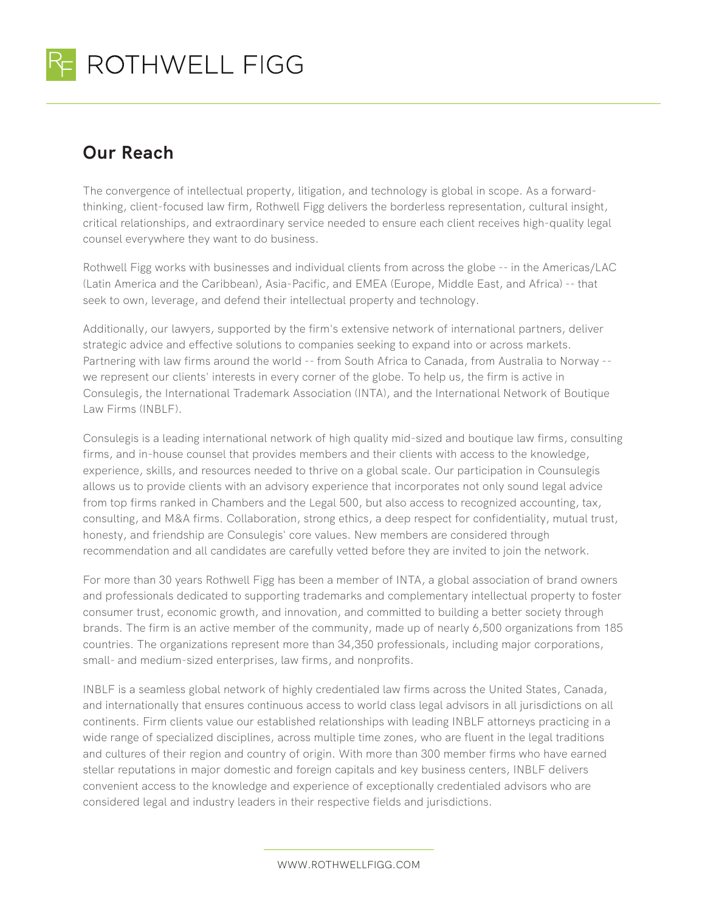# ROTHWELL FIGG

## Our Reach

The convergence of intellectual property, litigation, and technology is global in scope. As a forward-thinking, client-focused law firm, Rothwell Figg delivers the borderless representation, cultural insight, critical relationships, and extraordinary service needed to ensure each client receives high-quality legal counsel everywhere they want to do business.

Rothwell Figg works with businesses and individual clients from across the globe -- in the Americas/LAC (Latin America and the Caribbean), Asia-Pacific, and EMEA (Europe, Middle East, and Africa) -- that seek to own, leverage, and defend their intellectual property and technology.

Additionally, our lawyers, supported by the firm's extensive network of international partners, deliver strategic advice and effective solutions to companies seeking to expand into or across markets. Partnering with law firms around the world -- from South Africa to Canada, from Australia to Norway -- we represent our clients' interests in every corner of the globe. To help us, the firm is active in Consulegis, the International Trademark Association (INTA), and the International Network of Boutique Law Firms (INBLF).

Consulegis is a leading international network of high quality mid-sized and boutique law firms, consulting firms, and in-house counsel that provides members and their clients with access to the knowledge, experience, skills, and resources needed to thrive on a global scale. Our participation in Counsulegis allows us to provide clients with an advisory experience that incorporates not only sound legal advice from top firms ranked in Chambers and the Legal 500, but also access to recognized accounting, tax, consulting, and M&A firms. Collaboration, strong ethics, a deep respect for confidentiality, mutual trust, honesty, and friendship are Consulegis' core values. New members are considered through recommendation and all candidates are carefully vetted before they are invited to join the network.

For more than 30 years Rothwell Figg has been a member of INTA, a global association of brand owners and professionals dedicated to supporting trademarks and complementary intellectual property to foster consumer trust, economic growth, and innovation, and committed to building a better society through brands. The firm is an active member of the community, made up of nearly 6,500 organizations from 185 countries. The organizations represent more than 34,350 professionals, including major corporations, small- and medium-sized enterprises, law firms, and nonprofits.

INBLF is a seamless global network of highly credentialed law firms across the United States, Canada, and internationally that ensures continuous access to world class legal advisors in all jurisdictions on all continents. Firm clients value our established relationships with leading INBLF attorneys practicing in a wide range of specialized disciplines, across multiple time zones, who are fluent in the legal traditions and cultures of their region and country of origin. With more than 300 member firms who have earned stellar reputations in major domestic and foreign capitals and key business centers, INBLF delivers convenient access to the knowledge and experience of exceptionally credentialed advisors who are considered legal and industry leaders in their respective fields and jurisdictions.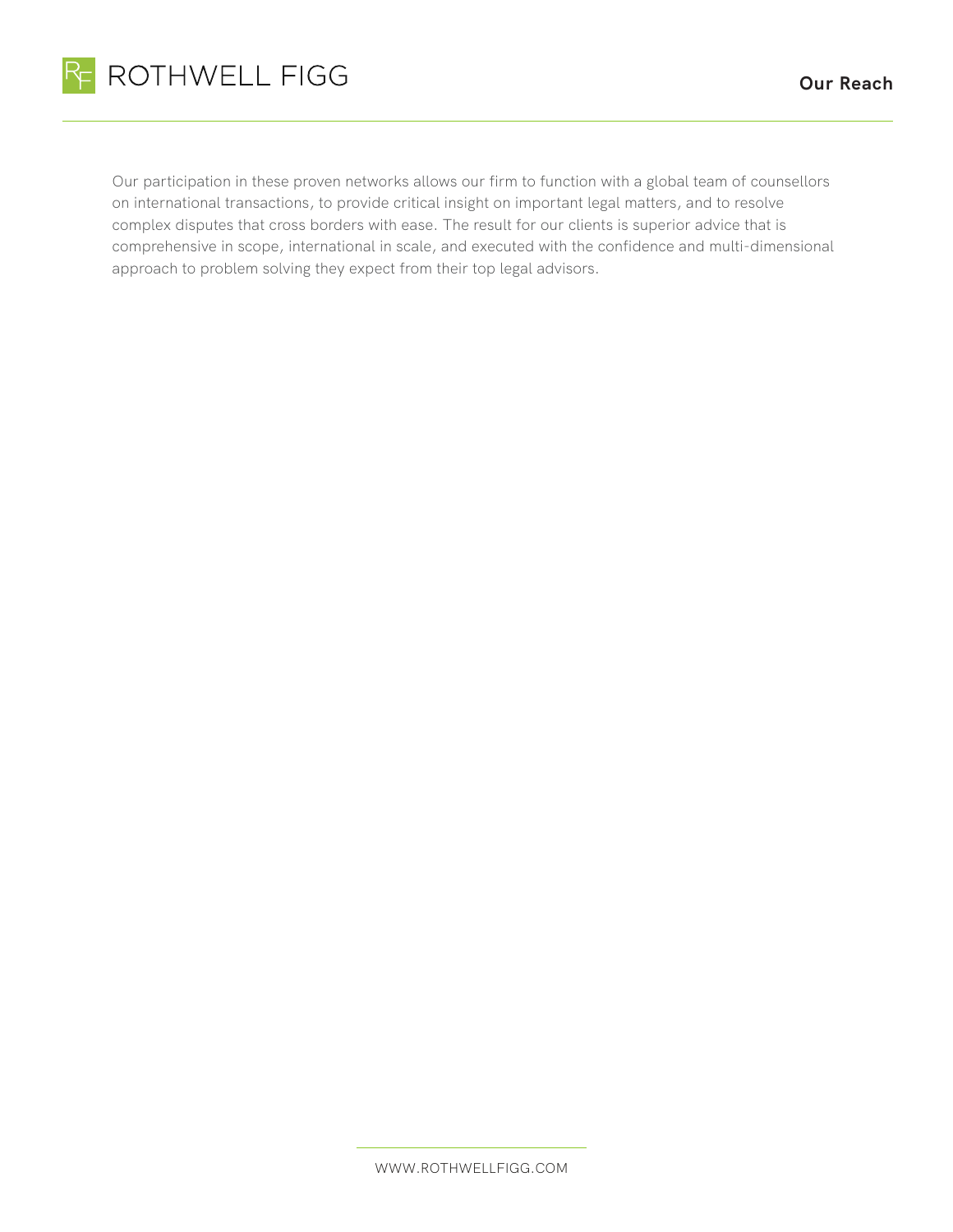Our participation in these proven networks allows our firm to function with a global team of counsellors on international transactions, to provide critical insight on important legal matters, and to resolve complex disputes that cross borders with ease. The result for our clients is superior advice that is comprehensive in scope, international in scale, and executed with the confidence and multi-dimensional approach to problem solving they expect from their top legal advisors.